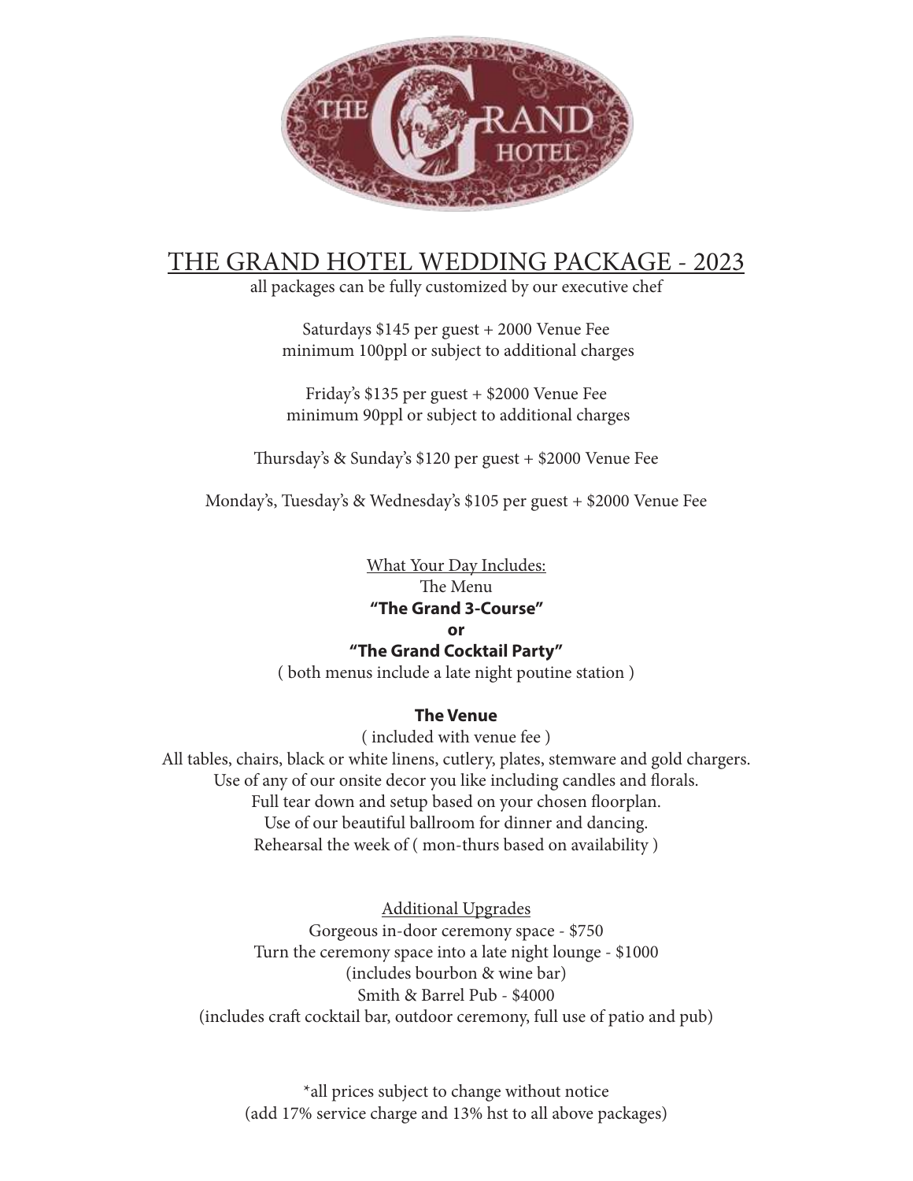THE GRAND HOTEL

# THE GRAND HOTEL WEDDING PACKAGE - 2023

all packages can be fully customized by our executive chef

Saturdays $145 per guest + 2000 Venue Fee
minimum 100ppl or subject to additional charges

Friday's $135 per guest + $2000 Venue Fee
minimum 90ppl or subject to additional charges

Thursday's & Sunday's $120 per guest + $2000 Venue Fee

Monday's, Tuesday's & Wednesday's $105 per guest + $2000 Venue Fee

## What Your Day Includes:

The Menu

**"The Grand 3-Course"**

**or**

**"The Grand Cocktail Party"**

( both menus include a late night poutine station )

**The Venue**

( included with venue fee )

All tables, chairs, black or white linens, cutlery, plates, stemware and gold chargers.
Use of any of our onsite decor you like including candles and florals.
Full tear down and setup based on your chosen floorplan.
Use of our beautiful ballroom for dinner and dancing.
Rehearsal the week of ( mon-thurs based on availability )

## Additional Upgrades

Gorgeous in-door ceremony space - $750
Turn the ceremony space into a late night lounge - $1000
(includes bourbon & wine bar)
Smith & Barrel Pub - $4000
(includes craft cocktail bar, outdoor ceremony, full use of patio and pub)

*all prices subject to change without notice
(add 17% service charge and 13% hst to all above packages)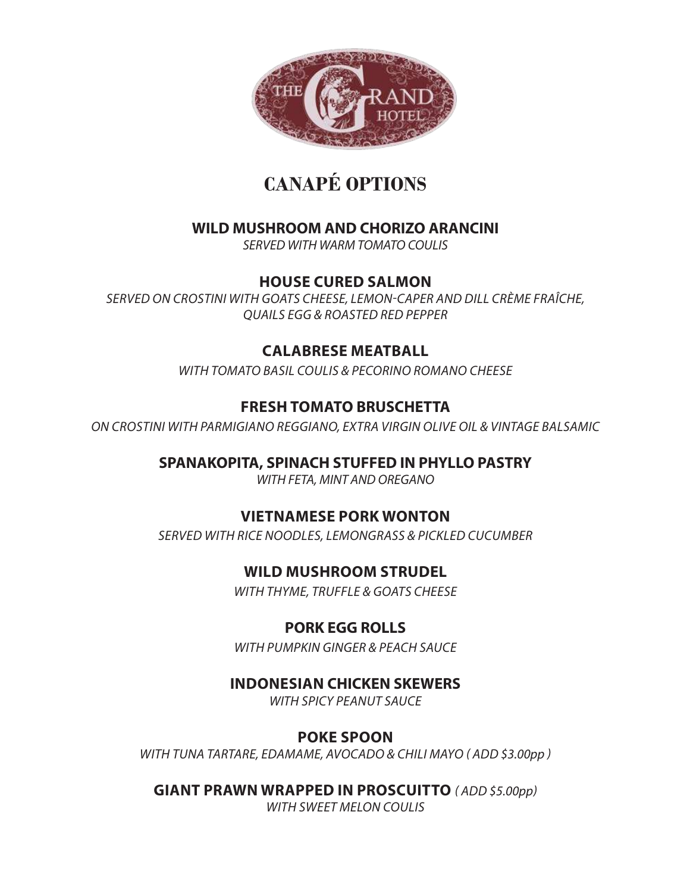THE GRAND HOTEL

# CANAPÉ OPTIONS

**WILD MUSHROOM AND CHORIZO ARANCINI**
*SERVED WITH WARM TOMATO COULIS*

**HOUSE CURED SALMON**
*SERVED ON CROSTINI WITH GOATS CHEESE, LEMON-CAPER AND DILL CRÈME FRAÎCHE, QUAILS EGG & ROASTED RED PEPPER*

**CALABRESE MEATBALL**
*WITH TOMATO BASIL COULIS & PECORINO ROMANO CHEESE*

**FRESH TOMATO BRUSCHETTA**
*ON CROSTINI WITH PARMIGIANO REGGIANO, EXTRA VIRGIN OLIVE OIL & VINTAGE BALSAMIC*

**SPANAKOPITA, SPINACH STUFFED IN PHYLLO PASTRY**
*WITH FETA, MINT AND OREGANO*

**VIETNAMESE PORK WONTON**
*SERVED WITH RICE NOODLES, LEMONGRASS & PICKLED CUCUMBER*

**WILD MUSHROOM STRUDEL**
*WITH THYME, TRUFFLE & GOATS CHEESE*

**PORK EGG ROLLS**
*WITH PUMPKIN GINGER & PEACH SAUCE*

**INDONESIAN CHICKEN SKEWERS**
*WITH SPICY PEANUT SAUCE*

**POKE SPOON**
*WITH TUNA TARTARE, EDAMAME, AVOCADO & CHILI MAYO ( ADD $3.00pp )*

**GIANT PRAWN WRAPPED IN PROSCUITTO** *( ADD $5.00pp)*
*WITH SWEET MELON COULIS*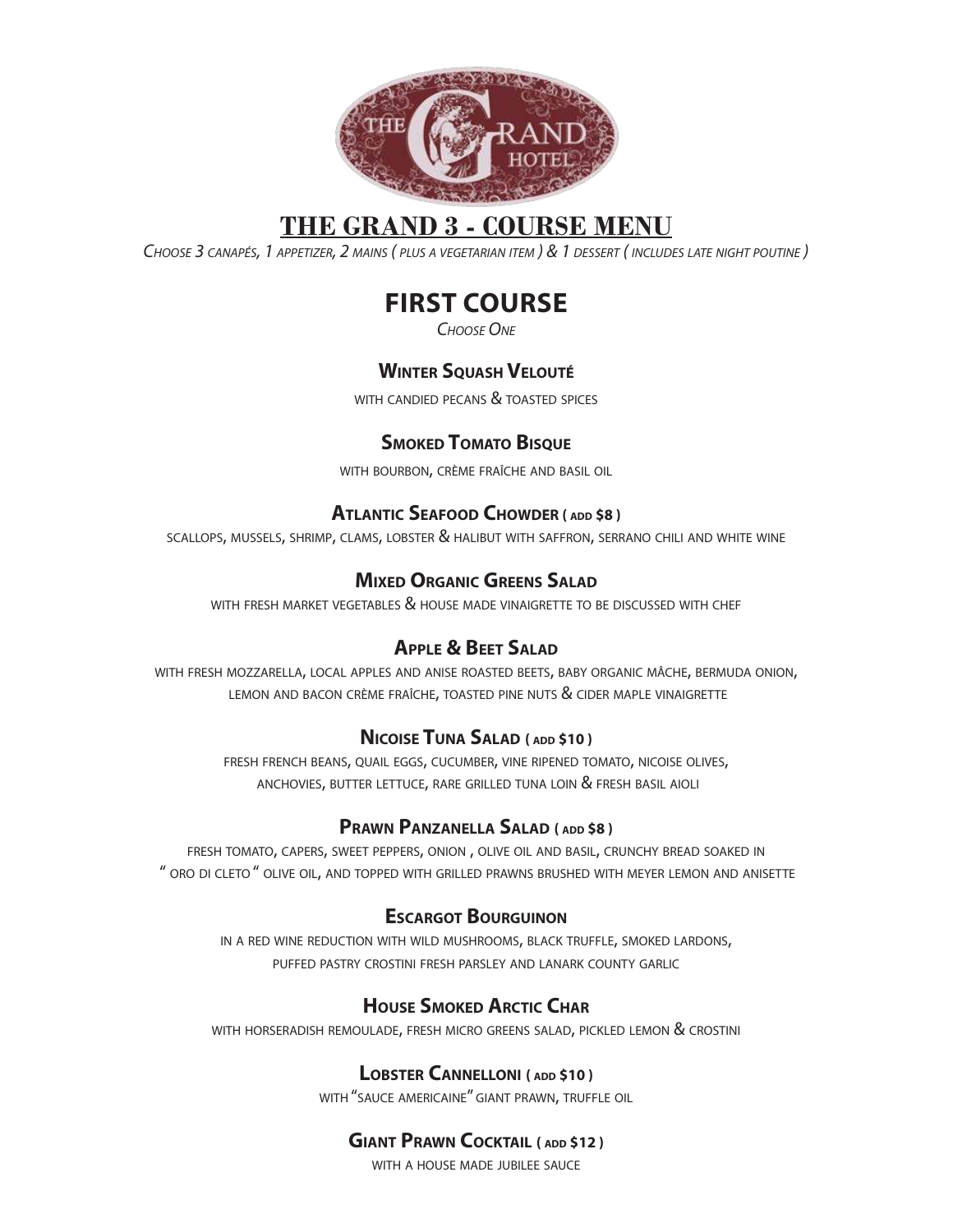# THE GRAND 3 - COURSE MENU

*Choose 3 canapés, 1 appetizer, 2 mains ( plus a vegetarian item ) & 1 dessert ( includes late night poutine )*

## FIRST COURSE

*Choose One*

### Winter Squash Velouté

with candied pecans & toasted spices

### Smoked Tomato Bisque

with bourbon, crème fraîche and basil oil

### Atlantic Seafood Chowder ( add $8 )

scallops, mussels, shrimp, clams, lobster & halibut with saffron, serrano chili and white wine

### Mixed Organic Greens Salad

with fresh market vegetables & house made vinaigrette to be discussed with chef

### Apple & Beet Salad

with fresh mozzarella, local apples and anise roasted beets, baby organic mâche, bermuda onion, lemon and bacon crème fraîche, toasted pine nuts & cider maple vinaigrette

### Nicoise Tuna Salad ( add $10 )

fresh french beans, quail eggs, cucumber, vine ripened tomato, nicoise olives, anchovies, butter lettuce, rare grilled tuna loin & fresh basil aioli

### Prawn Panzanella Salad ( add $8 )

fresh tomato, capers, sweet peppers, onion , olive oil and basil, crunchy bread soaked in " oro di cleto " olive oil, and topped with grilled prawns brushed with meyer lemon and anisette

### Escargot Bourguinon

in a red wine reduction with wild mushrooms, black truffle, smoked lardons, puffed pastry crostini fresh parsley and lanark county garlic

### House Smoked Arctic Char

with horseradish remoulade, fresh micro greens salad, pickled lemon & crostini

### Lobster Cannelloni ( add $10 )

with "sauce americaine" giant prawn, truffle oil

### Giant Prawn Cocktail ( add $12 )

with a house made jubilee sauce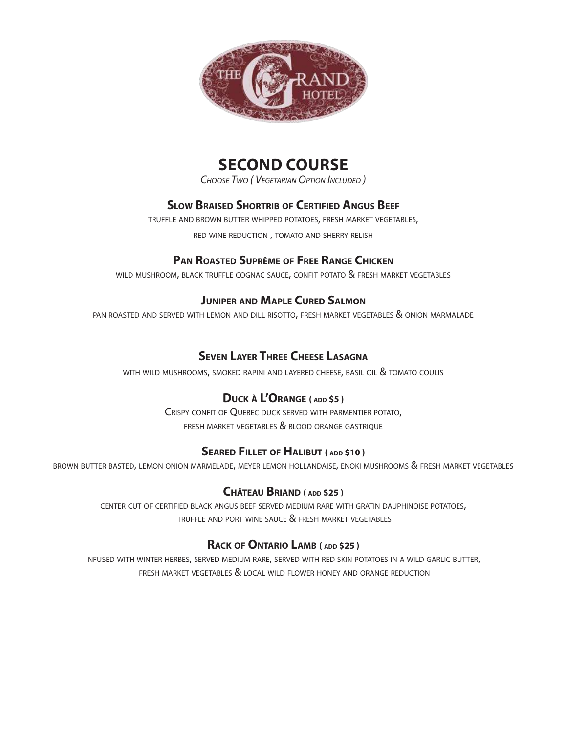# SECOND COURSE

*Choose Two ( Vegetarian Option Included )*

### Slow Braised Shortrib of Certified Angus Beef

truffle and brown butter whipped potatoes, fresh market vegetables,

red wine reduction , tomato and sherry relish

### Pan Roasted Suprême of Free Range Chicken

wild mushroom, black truffle cognac sauce, confit potato & fresh market vegetables

### Juniper and Maple Cured Salmon

pan roasted and served with lemon and dill risotto, fresh market vegetables & onion marmalade

### Seven Layer Three Cheese Lasagna

with wild mushrooms, smoked rapini and layered cheese, basil oil & tomato coulis

### Duck à L'Orange ( add $5 )

Crispy confit of Quebec duck served with parmentier potato,

fresh market vegetables & blood orange gastrique

### Seared Fillet of Halibut ( add $10 )

brown butter basted, lemon onion marmelade, meyer lemon hollandaise, enoki mushrooms & fresh market vegetables

### Château Briand ( add $25 )

center cut of certified black angus beef served medium rare with gratin dauphinoise potatoes,

truffle and port wine sauce & fresh market vegetables

### Rack of Ontario Lamb ( add $25 )

infused with winter herbes, served medium rare, served with red skin potatoes in a wild garlic butter,

fresh market vegetables & local wild flower honey and orange reduction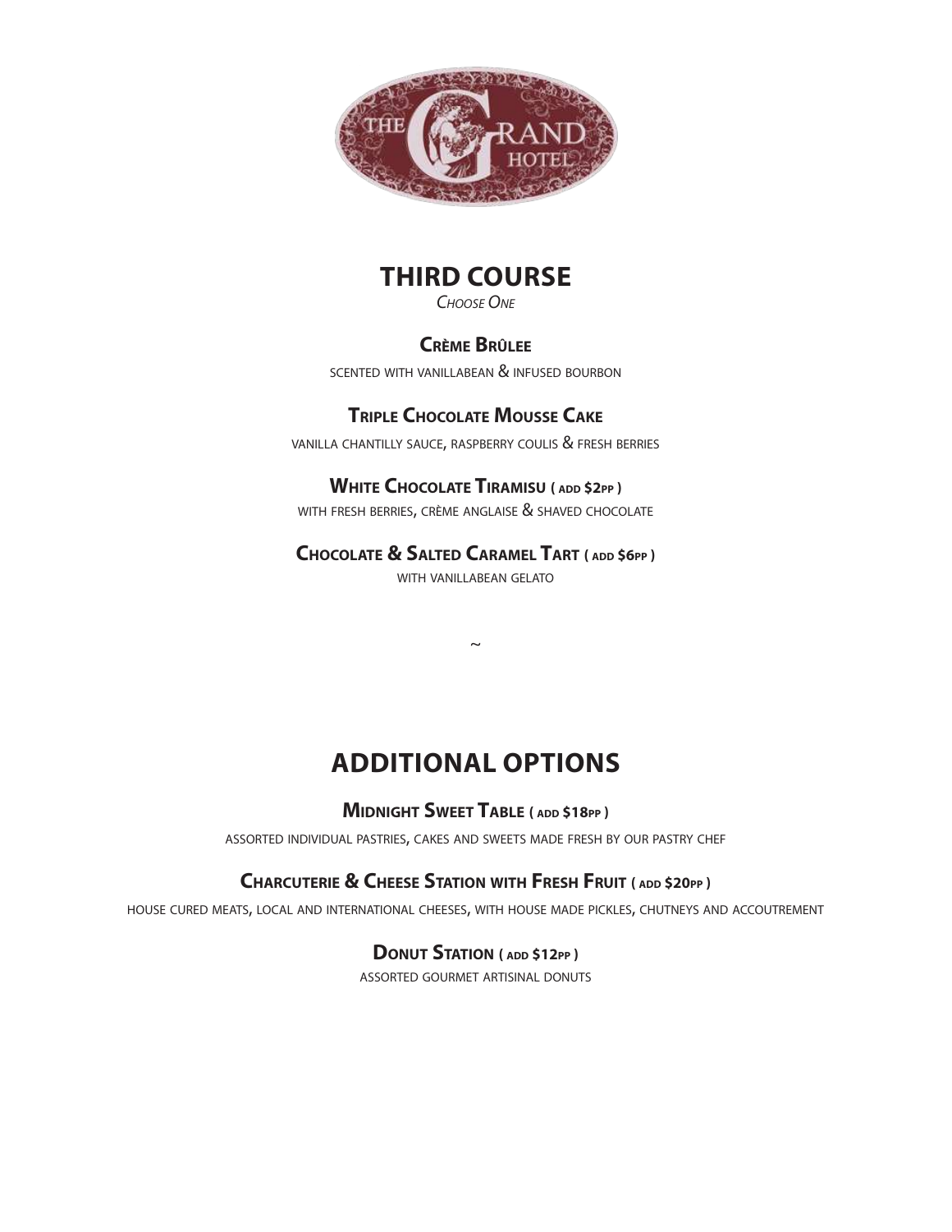# THIRD COURSE

*Choose One*

### Crème Brûlee

scented with vanillabean & infused bourbon

### Triple Chocolate Mousse Cake

vanilla chantilly sauce, raspberry coulis & fresh berries

### White Chocolate Tiramisu ( add $2pp )

with fresh berries, crème anglaise & shaved chocolate

### Chocolate & Salted Caramel Tart ( add $6pp )

with vanillabean gelato

~

# ADDITIONAL OPTIONS

### Midnight Sweet Table ( add $18pp )

assorted individual pastries, cakes and sweets made fresh by our pastry chef

### Charcuterie & Cheese Station with Fresh Fruit ( add $20pp )

house cured meats, local and international cheeses, with house made pickles, chutneys and accoutrement

### Donut Station ( add $12pp )

assorted gourmet artisinal donuts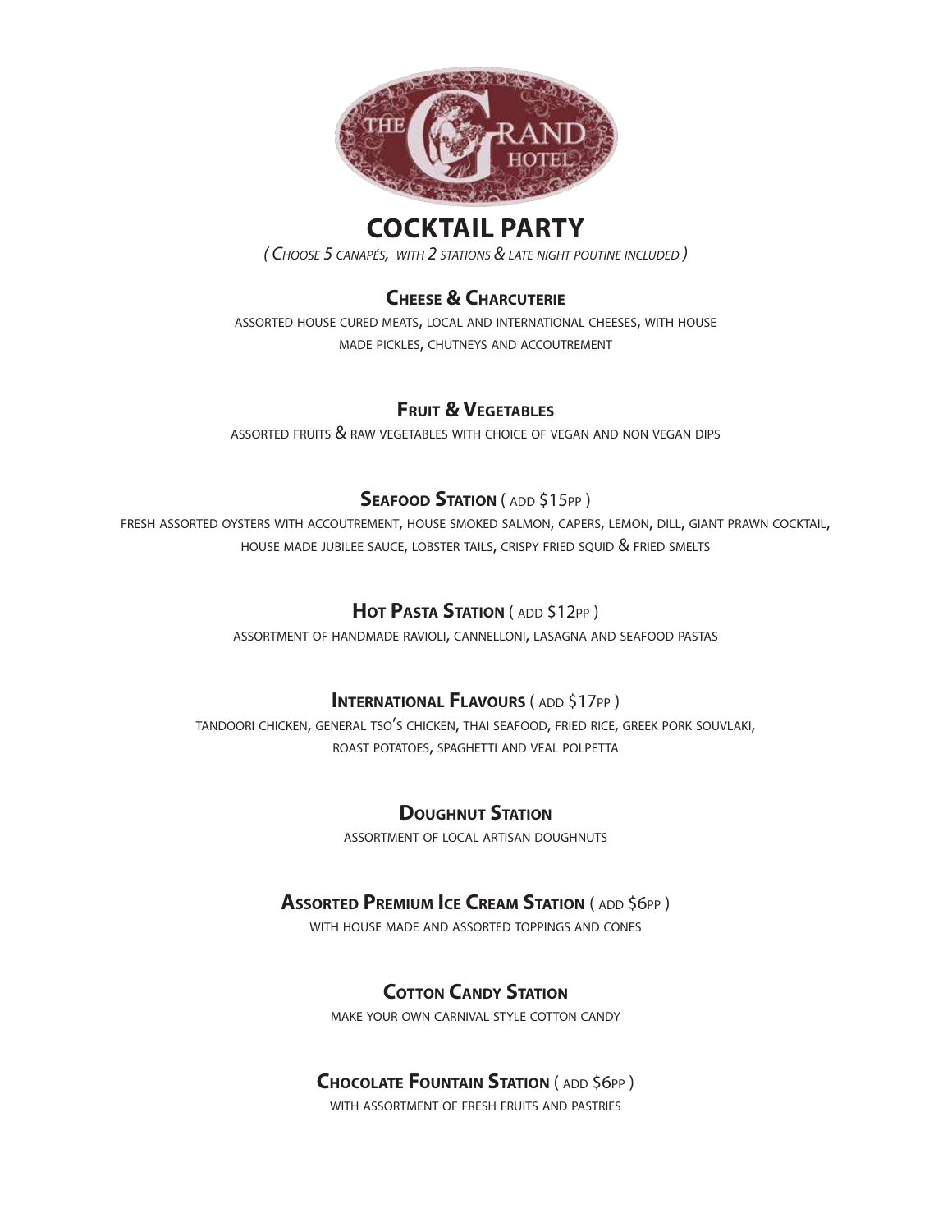# COCKTAIL PARTY

*( Choose 5 canapés, with 2 stations & late night poutine included )*

## Cheese & Charcuterie

assorted house cured meats, local and international cheeses, with house made pickles, chutneys and accoutrement

## Fruit & Vegetables

assorted fruits & raw vegetables with choice of vegan and non vegan dips

## Seafood Station ( add $15pp )

fresh assorted oysters with accoutrement, house smoked salmon, capers, lemon, dill, giant prawn cocktail, house made jubilee sauce, lobster tails, crispy fried squid & fried smelts

## Hot Pasta Station ( add $12pp )

assortment of handmade ravioli, cannelloni, lasagna and seafood pastas

## International Flavours ( add $17pp )

tandoori chicken, general tso's chicken, thai seafood, fried rice, greek pork souvlaki, roast potatoes, spaghetti and veal polpetta

## Doughnut Station

assortment of local artisan doughnuts

## Assorted Premium Ice Cream Station ( add $6pp )

with house made and assorted toppings and cones

## Cotton Candy Station

make your own carnival style cotton candy

## Chocolate Fountain Station ( add $6pp )

with assortment of fresh fruits and pastries